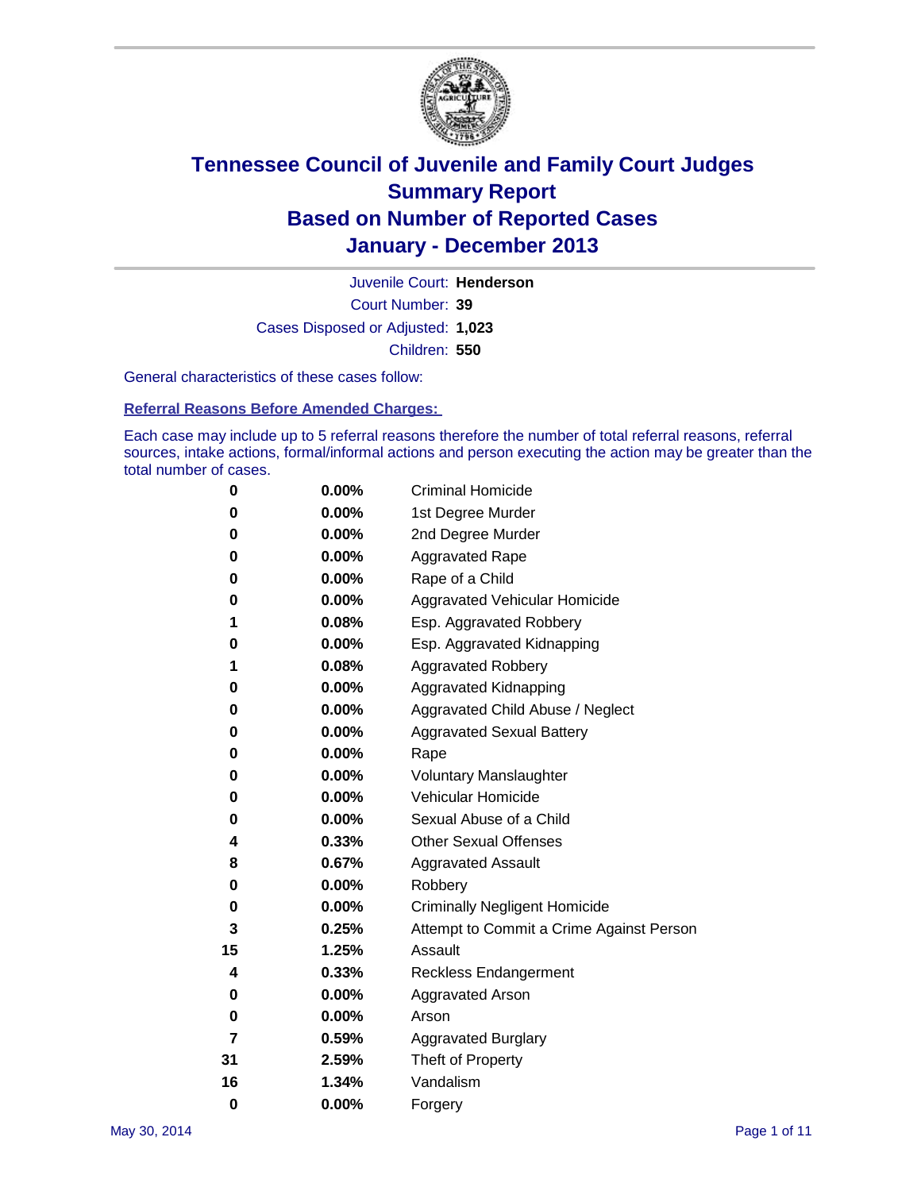# Tennessee Council of Juvenile and Family Court Judges
## Summary Report
## Based on Number of Reported Cases
## January - December 2013

Juvenile Court: **Henderson**

Court Number: **39**

Cases Disposed or Adjusted: **1,023**

Children: **550**

General characteristics of these cases follow:

**Referral Reasons Before Amended Charges:**

Each case may include up to 5 referral reasons therefore the number of total referral reasons, referral sources, intake actions, formal/informal actions and person executing the action may be greater than the total number of cases.

| Count | Percent | Referral Reason |
|---|---|---|
| 0 | 0.00% | Criminal Homicide |
| 0 | 0.00% | 1st Degree Murder |
| 0 | 0.00% | 2nd Degree Murder |
| 0 | 0.00% | Aggravated Rape |
| 0 | 0.00% | Rape of a Child |
| 0 | 0.00% | Aggravated Vehicular Homicide |
| 1 | 0.08% | Esp. Aggravated Robbery |
| 0 | 0.00% | Esp. Aggravated Kidnapping |
| 1 | 0.08% | Aggravated Robbery |
| 0 | 0.00% | Aggravated Kidnapping |
| 0 | 0.00% | Aggravated Child Abuse / Neglect |
| 0 | 0.00% | Aggravated Sexual Battery |
| 0 | 0.00% | Rape |
| 0 | 0.00% | Voluntary Manslaughter |
| 0 | 0.00% | Vehicular Homicide |
| 0 | 0.00% | Sexual Abuse of a Child |
| 4 | 0.33% | Other Sexual Offenses |
| 8 | 0.67% | Aggravated Assault |
| 0 | 0.00% | Robbery |
| 0 | 0.00% | Criminally Negligent Homicide |
| 3 | 0.25% | Attempt to Commit a Crime Against Person |
| 15 | 1.25% | Assault |
| 4 | 0.33% | Reckless Endangerment |
| 0 | 0.00% | Aggravated Arson |
| 0 | 0.00% | Arson |
| 7 | 0.59% | Aggravated Burglary |
| 31 | 2.59% | Theft of Property |
| 16 | 1.34% | Vandalism |
| 0 | 0.00% | Forgery |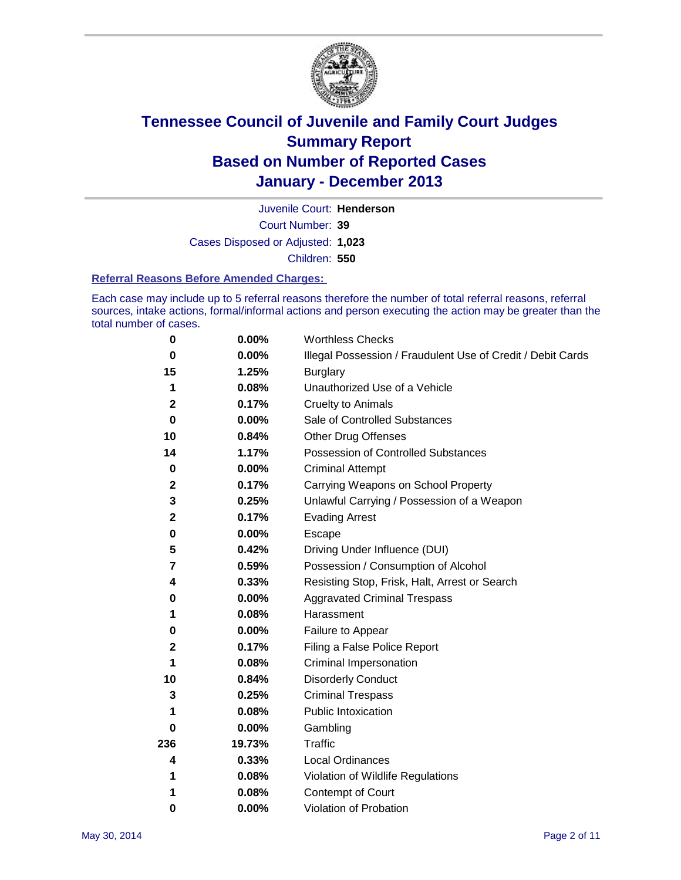# Tennessee Council of Juvenile and Family Court Judges
# Summary Report
# Based on Number of Reported Cases
# January - December 2013

Juvenile Court: **Henderson**

Court Number: **39**

Cases Disposed or Adjusted: **1,023**

Children: **550**

### Referral Reasons Before Amended Charges:

Each case may include up to 5 referral reasons therefore the number of total referral reasons, referral sources, intake actions, formal/informal actions and person executing the action may be greater than the total number of cases.

| Count | Percent | Referral Reason |
|---|---|---|
| 0 | 0.00% | Worthless Checks |
| 0 | 0.00% | Illegal Possession / Fraudulent Use of Credit / Debit Cards |
| 15 | 1.25% | Burglary |
| 1 | 0.08% | Unauthorized Use of a Vehicle |
| 2 | 0.17% | Cruelty to Animals |
| 0 | 0.00% | Sale of Controlled Substances |
| 10 | 0.84% | Other Drug Offenses |
| 14 | 1.17% | Possession of Controlled Substances |
| 0 | 0.00% | Criminal Attempt |
| 2 | 0.17% | Carrying Weapons on School Property |
| 3 | 0.25% | Unlawful Carrying / Possession of a Weapon |
| 2 | 0.17% | Evading Arrest |
| 0 | 0.00% | Escape |
| 5 | 0.42% | Driving Under Influence (DUI) |
| 7 | 0.59% | Possession / Consumption of Alcohol |
| 4 | 0.33% | Resisting Stop, Frisk, Halt, Arrest or Search |
| 0 | 0.00% | Aggravated Criminal Trespass |
| 1 | 0.08% | Harassment |
| 0 | 0.00% | Failure to Appear |
| 2 | 0.17% | Filing a False Police Report |
| 1 | 0.08% | Criminal Impersonation |
| 10 | 0.84% | Disorderly Conduct |
| 3 | 0.25% | Criminal Trespass |
| 1 | 0.08% | Public Intoxication |
| 0 | 0.00% | Gambling |
| 236 | 19.73% | Traffic |
| 4 | 0.33% | Local Ordinances |
| 1 | 0.08% | Violation of Wildlife Regulations |
| 1 | 0.08% | Contempt of Court |
| 0 | 0.00% | Violation of Probation |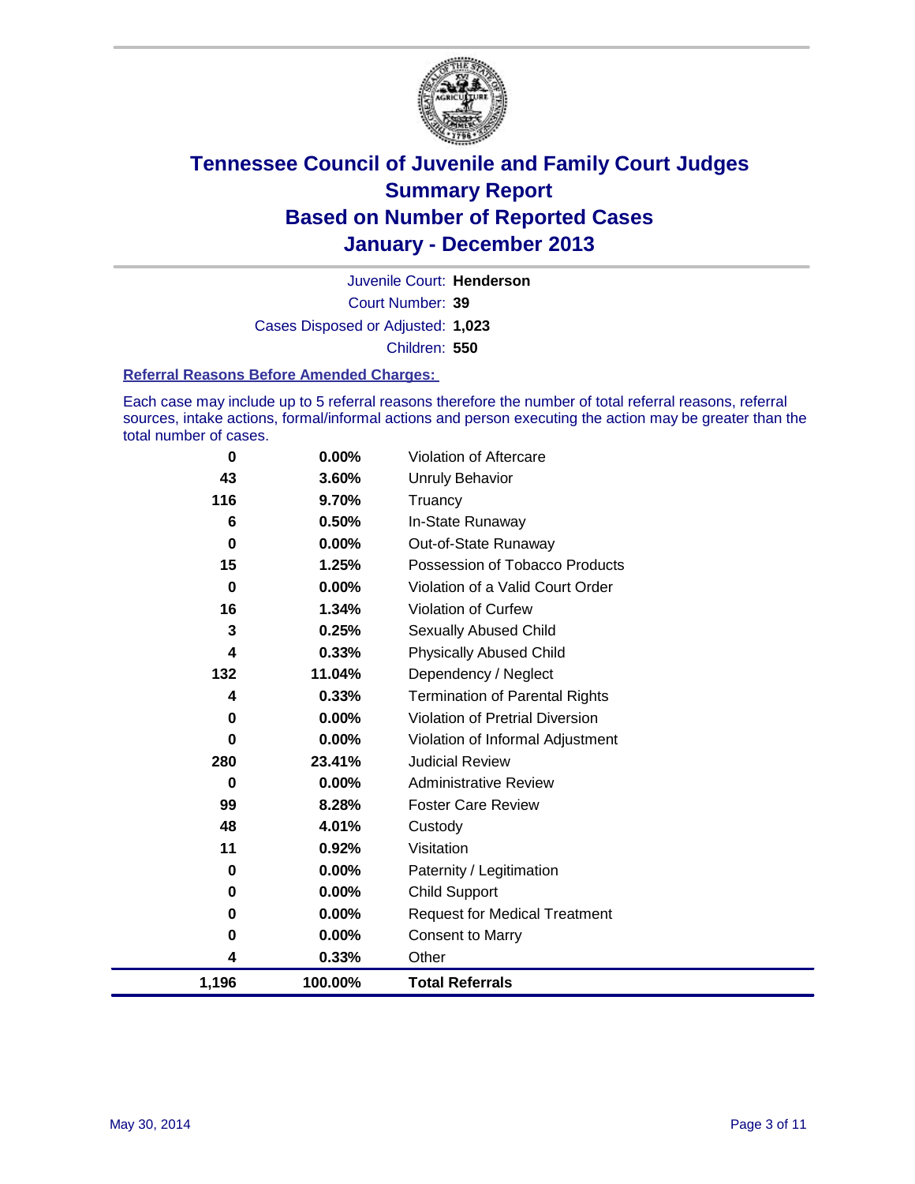# Tennessee Council of Juvenile and Family Court Judges
## Summary Report
## Based on Number of Reported Cases
## January - December 2013

Juvenile Court: **Henderson**
Court Number: **39**
Cases Disposed or Adjusted: **1,023**
Children: **550**

### Referral Reasons Before Amended Charges:

Each case may include up to 5 referral reasons therefore the number of total referral reasons, referral sources, intake actions, formal/informal actions and person executing the action may be greater than the total number of cases.

| Count | Percent | Referral Reason |
|---|---|---|
| 0 | 0.00% | Violation of Aftercare |
| 43 | 3.60% | Unruly Behavior |
| 116 | 9.70% | Truancy |
| 6 | 0.50% | In-State Runaway |
| 0 | 0.00% | Out-of-State Runaway |
| 15 | 1.25% | Possession of Tobacco Products |
| 0 | 0.00% | Violation of a Valid Court Order |
| 16 | 1.34% | Violation of Curfew |
| 3 | 0.25% | Sexually Abused Child |
| 4 | 0.33% | Physically Abused Child |
| 132 | 11.04% | Dependency / Neglect |
| 4 | 0.33% | Termination of Parental Rights |
| 0 | 0.00% | Violation of Pretrial Diversion |
| 0 | 0.00% | Violation of Informal Adjustment |
| 280 | 23.41% | Judicial Review |
| 0 | 0.00% | Administrative Review |
| 99 | 8.28% | Foster Care Review |
| 48 | 4.01% | Custody |
| 11 | 0.92% | Visitation |
| 0 | 0.00% | Paternity / Legitimation |
| 0 | 0.00% | Child Support |
| 0 | 0.00% | Request for Medical Treatment |
| 0 | 0.00% | Consent to Marry |
| 4 | 0.33% | Other |
| **1,196** | **100.00%** | **Total Referrals** |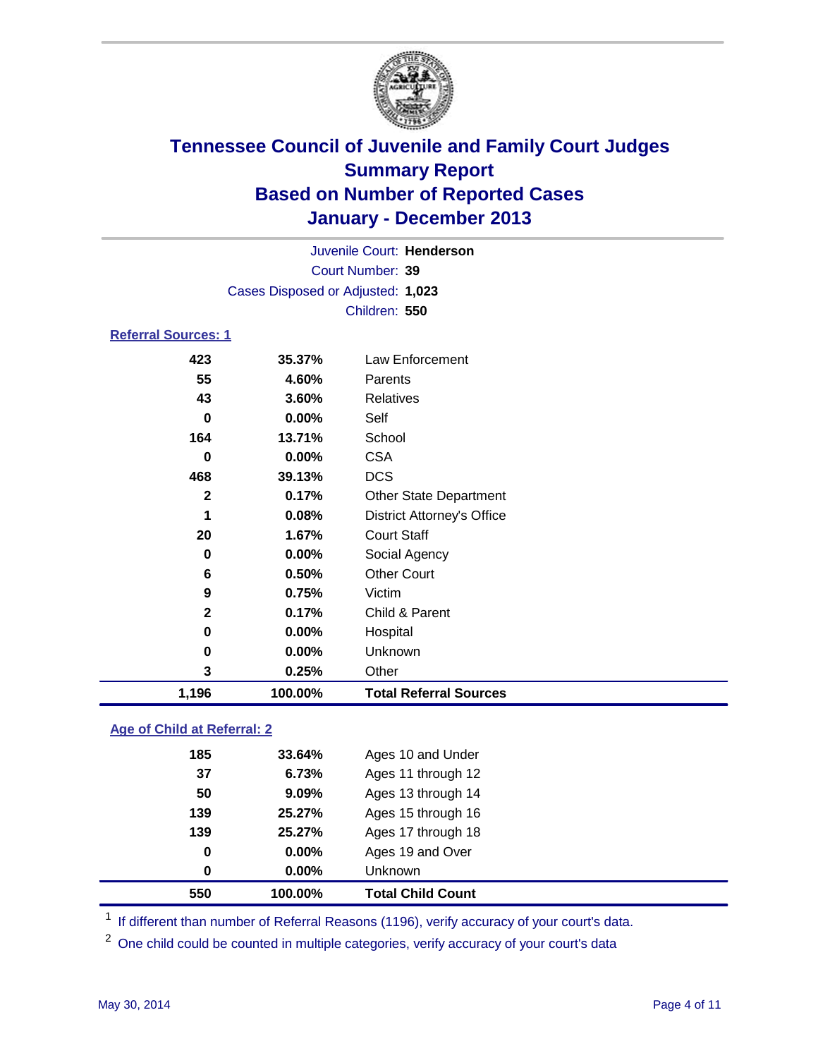# Tennessee Council of Juvenile and Family Court Judges
# Summary Report
# Based on Number of Reported Cases
# January - December 2013

Juvenile Court: **Henderson**
Court Number: **39**
Cases Disposed or Adjusted: **1,023**
Children: **550**

### Referral Sources: 1

| | | |
|---|---|---|
| 423 | 35.37% | Law Enforcement |
| 55 | 4.60% | Parents |
| 43 | 3.60% | Relatives |
| 0 | 0.00% | Self |
| 164 | 13.71% | School |
| 0 | 0.00% | CSA |
| 468 | 39.13% | DCS |
| 2 | 0.17% | Other State Department |
| 1 | 0.08% | District Attorney's Office |
| 20 | 1.67% | Court Staff |
| 0 | 0.00% | Social Agency |
| 6 | 0.50% | Other Court |
| 9 | 0.75% | Victim |
| 2 | 0.17% | Child & Parent |
| 0 | 0.00% | Hospital |
| 0 | 0.00% | Unknown |
| 3 | 0.25% | Other |
| **1,196** | **100.00%** | **Total Referral Sources** |

### Age of Child at Referral: 2

| | | |
|---|---|---|
| 185 | 33.64% | Ages 10 and Under |
| 37 | 6.73% | Ages 11 through 12 |
| 50 | 9.09% | Ages 13 through 14 |
| 139 | 25.27% | Ages 15 through 16 |
| 139 | 25.27% | Ages 17 through 18 |
| 0 | 0.00% | Ages 19 and Over |
| 0 | 0.00% | Unknown |
| **550** | **100.00%** | **Total Child Count** |

[1] If different than number of Referral Reasons (1196), verify accuracy of your court's data.

[2] One child could be counted in multiple categories, verify accuracy of your court's data

May 30, 2014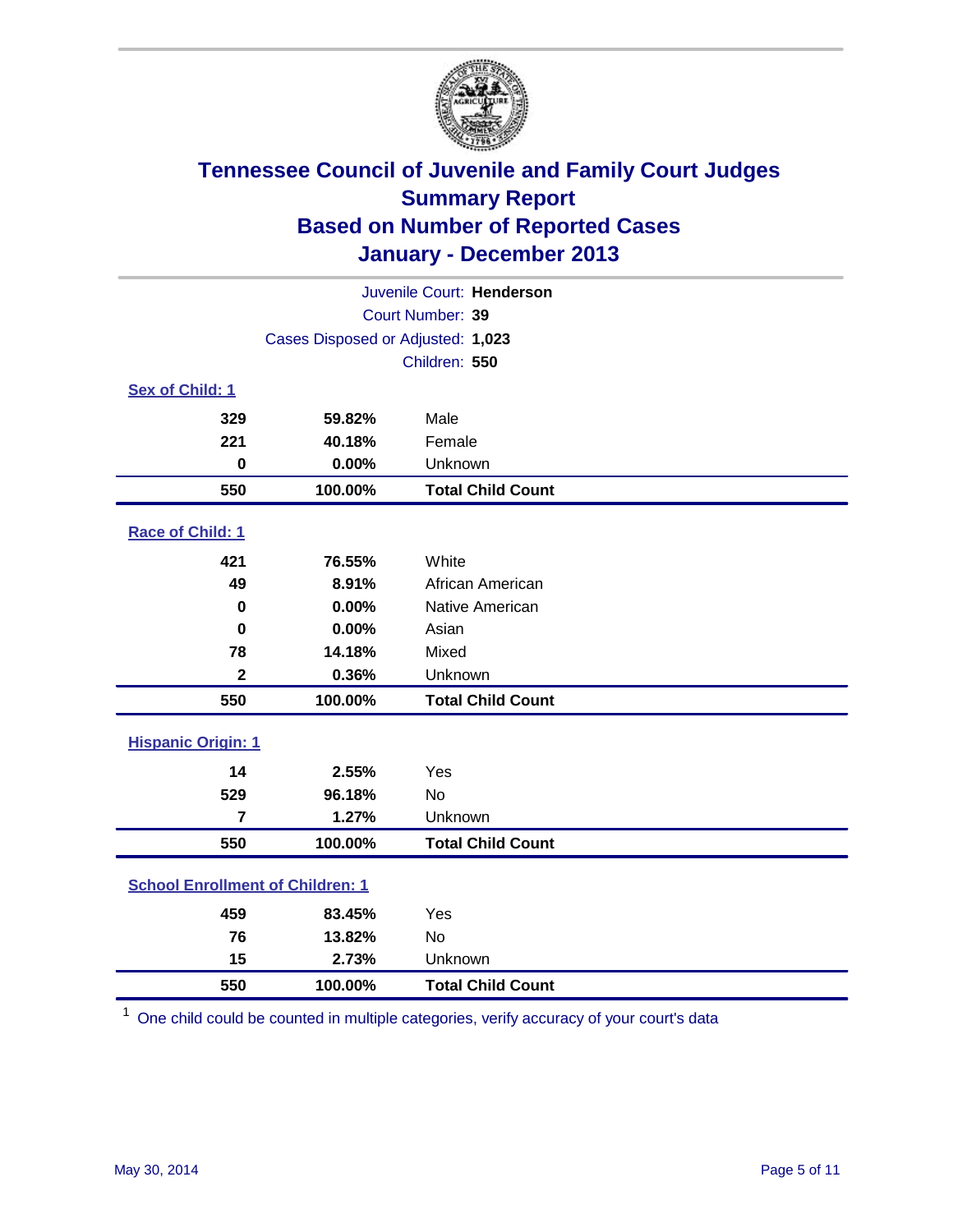# Tennessee Council of Juvenile and Family Court Judges
## Summary Report
## Based on Number of Reported Cases
## January - December 2013

Juvenile Court: **Henderson**
Court Number: **39**
Cases Disposed or Adjusted: **1,023**
Children: **550**

### Sex of Child: 1

| Count | Percent | Category |
|---|---|---|
| 329 | 59.82% | Male |
| 221 | 40.18% | Female |
| 0 | 0.00% | Unknown |
| **550** | **100.00%** | **Total Child Count** |

### Race of Child: 1

| Count | Percent | Category |
|---|---|---|
| 421 | 76.55% | White |
| 49 | 8.91% | African American |
| 0 | 0.00% | Native American |
| 0 | 0.00% | Asian |
| 78 | 14.18% | Mixed |
| 2 | 0.36% | Unknown |
| **550** | **100.00%** | **Total Child Count** |

### Hispanic Origin: 1

| Count | Percent | Category |
|---|---|---|
| 14 | 2.55% | Yes |
| 529 | 96.18% | No |
| 7 | 1.27% | Unknown |
| **550** | **100.00%** | **Total Child Count** |

### School Enrollment of Children: 1

| Count | Percent | Category |
|---|---|---|
| 459 | 83.45% | Yes |
| 76 | 13.82% | No |
| 15 | 2.73% | Unknown |
| **550** | **100.00%** | **Total Child Count** |

[1] One child could be counted in multiple categories, verify accuracy of your court's data

May 30, 2014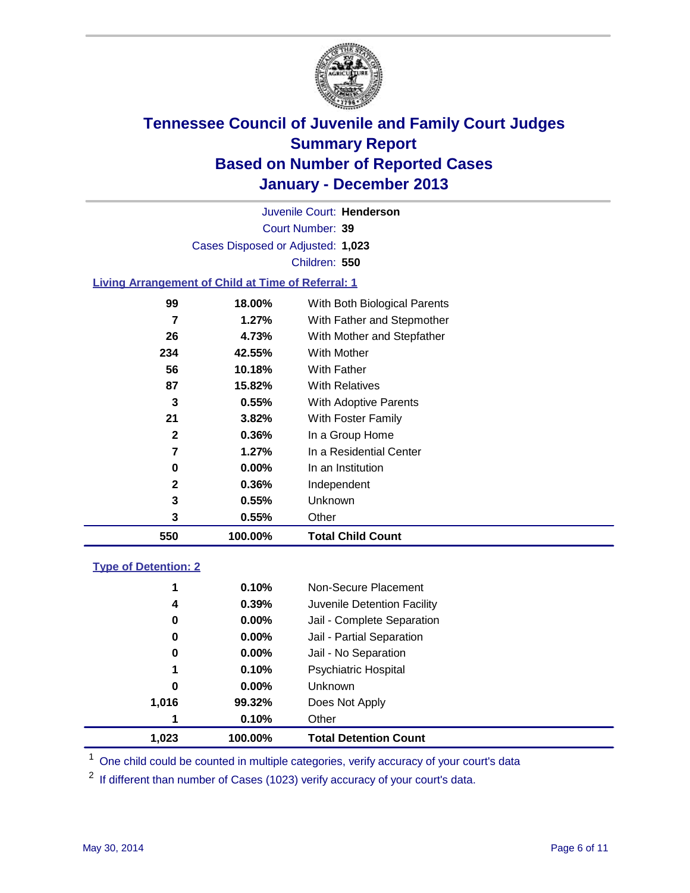# Tennessee Council of Juvenile and Family Court Judges
## Summary Report
## Based on Number of Reported Cases
## January - December 2013

Juvenile Court: **Henderson**
Court Number: **39**
Cases Disposed or Adjusted: **1,023**
Children: **550**

### Living Arrangement of Child at Time of Referral: 1

| Count | Percent | Category |
|---|---|---|
| 99 | 18.00% | With Both Biological Parents |
| 7 | 1.27% | With Father and Stepmother |
| 26 | 4.73% | With Mother and Stepfather |
| 234 | 42.55% | With Mother |
| 56 | 10.18% | With Father |
| 87 | 15.82% | With Relatives |
| 3 | 0.55% | With Adoptive Parents |
| 21 | 3.82% | With Foster Family |
| 2 | 0.36% | In a Group Home |
| 7 | 1.27% | In a Residential Center |
| 0 | 0.00% | In an Institution |
| 2 | 0.36% | Independent |
| 3 | 0.55% | Unknown |
| 3 | 0.55% | Other |
| **550** | **100.00%** | **Total Child Count** |

### Type of Detention: 2

| Count | Percent | Category |
|---|---|---|
| 1 | 0.10% | Non-Secure Placement |
| 4 | 0.39% | Juvenile Detention Facility |
| 0 | 0.00% | Jail - Complete Separation |
| 0 | 0.00% | Jail - Partial Separation |
| 0 | 0.00% | Jail - No Separation |
| 1 | 0.10% | Psychiatric Hospital |
| 0 | 0.00% | Unknown |
| 1,016 | 99.32% | Does Not Apply |
| 1 | 0.10% | Other |
| **1,023** | **100.00%** | **Total Detention Count** |

[1] One child could be counted in multiple categories, verify accuracy of your court's data

[2] If different than number of Cases (1023) verify accuracy of your court's data.

May 30, 2014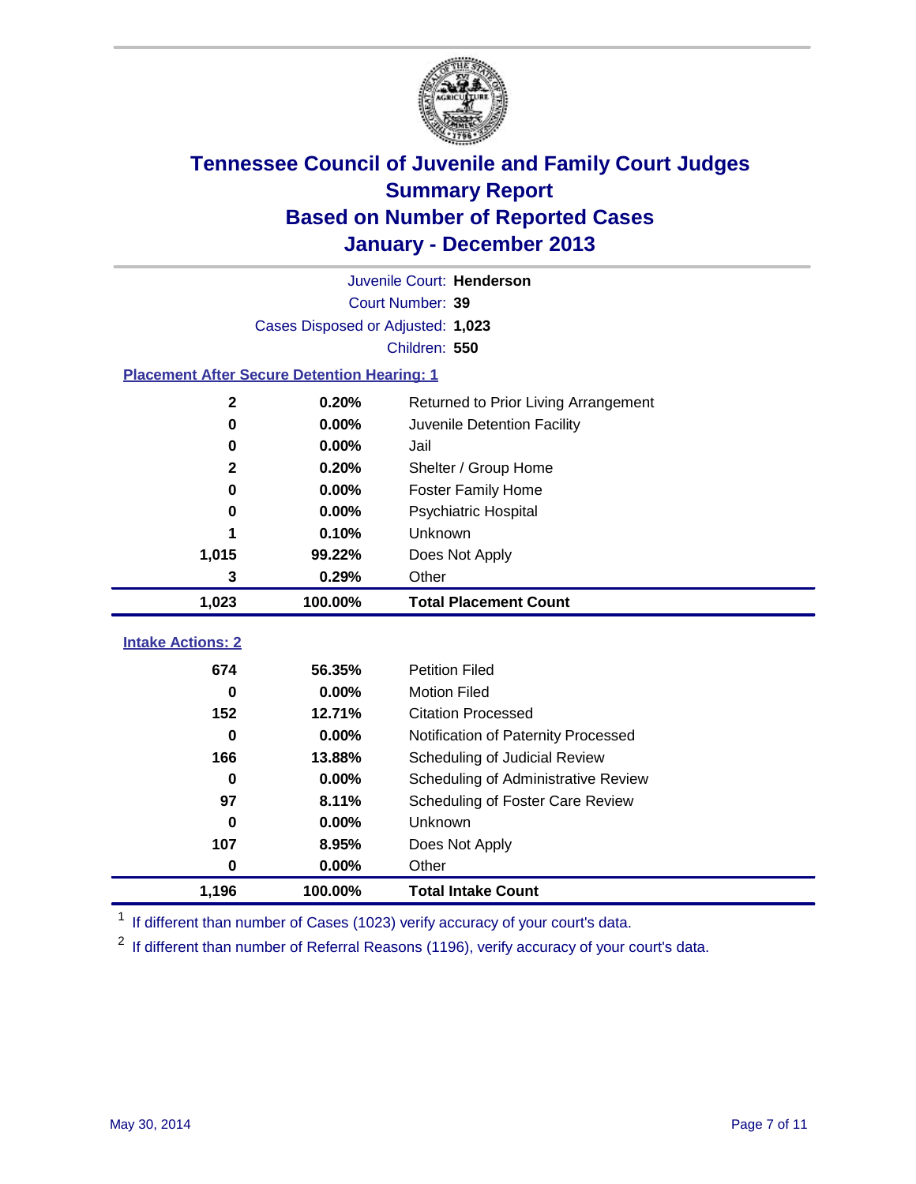# Tennessee Council of Juvenile and Family Court Judges
## Summary Report
## Based on Number of Reported Cases
## January - December 2013

Juvenile Court: **Henderson**

Court Number: **39**

Cases Disposed or Adjusted: **1,023**

Children: **550**

### Placement After Secure Detention Hearing: 1

| Count | Percent | Placement |
|---|---|---|
| 2 | 0.20% | Returned to Prior Living Arrangement |
| 0 | 0.00% | Juvenile Detention Facility |
| 0 | 0.00% | Jail |
| 2 | 0.20% | Shelter / Group Home |
| 0 | 0.00% | Foster Family Home |
| 0 | 0.00% | Psychiatric Hospital |
| 1 | 0.10% | Unknown |
| 1,015 | 99.22% | Does Not Apply |
| 3 | 0.29% | Other |
| **1,023** | **100.00%** | **Total Placement Count** |

### Intake Actions: 2

| Count | Percent | Intake Action |
|---|---|---|
| 674 | 56.35% | Petition Filed |
| 0 | 0.00% | Motion Filed |
| 152 | 12.71% | Citation Processed |
| 0 | 0.00% | Notification of Paternity Processed |
| 166 | 13.88% | Scheduling of Judicial Review |
| 0 | 0.00% | Scheduling of Administrative Review |
| 97 | 8.11% | Scheduling of Foster Care Review |
| 0 | 0.00% | Unknown |
| 107 | 8.95% | Does Not Apply |
| 0 | 0.00% | Other |
| **1,196** | **100.00%** | **Total Intake Count** |

[1] If different than number of Cases (1023) verify accuracy of your court's data.

[2] If different than number of Referral Reasons (1196), verify accuracy of your court's data.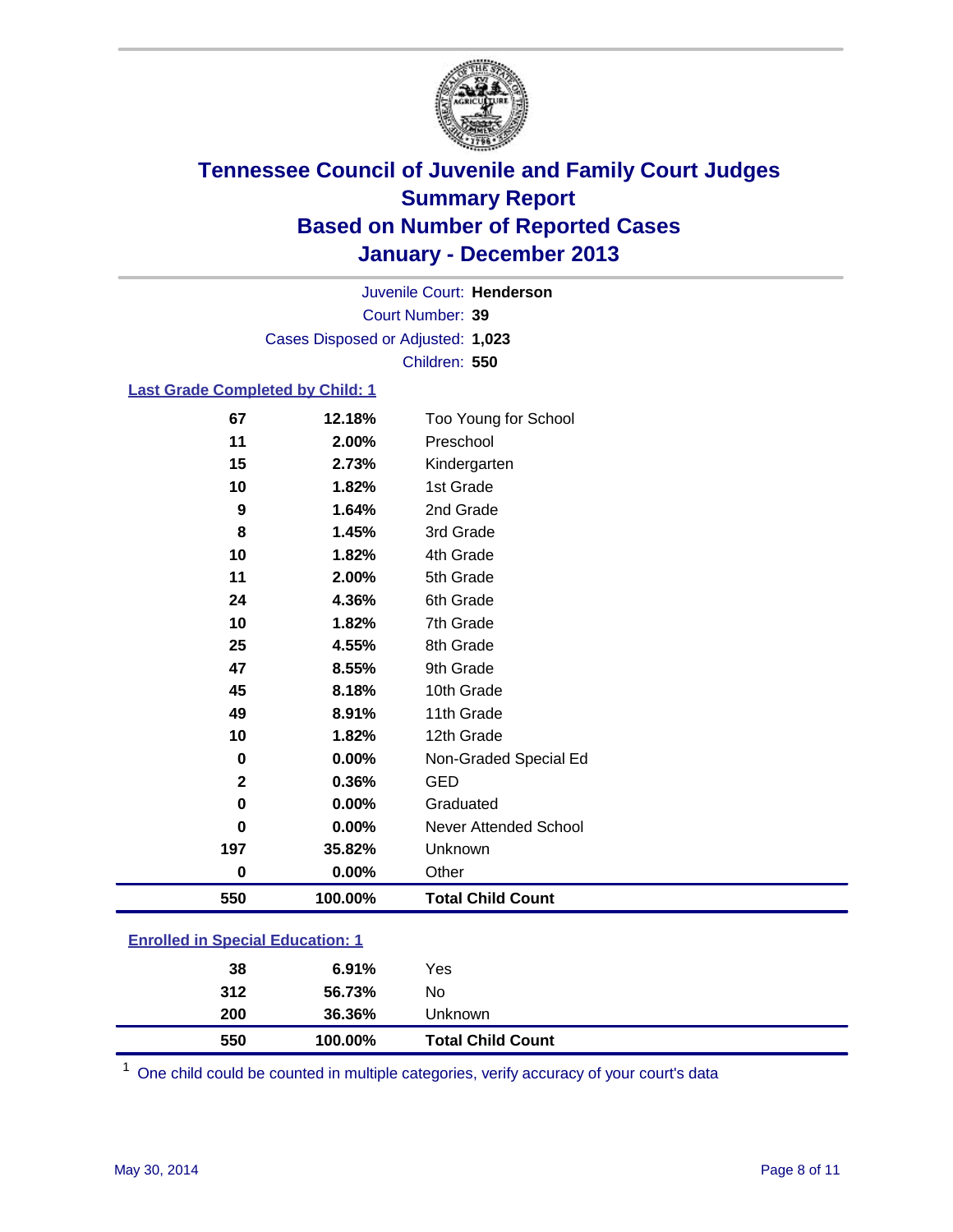# Tennessee Council of Juvenile and Family Court Judges
## Summary Report
## Based on Number of Reported Cases
## January - December 2013

Juvenile Court: **Henderson**

Court Number: **39**

Cases Disposed or Adjusted: **1,023**

Children: **550**

### Last Grade Completed by Child: 1

| | | |
|---|---|---|
| 67 | 12.18% | Too Young for School |
| 11 | 2.00% | Preschool |
| 15 | 2.73% | Kindergarten |
| 10 | 1.82% | 1st Grade |
| 9 | 1.64% | 2nd Grade |
| 8 | 1.45% | 3rd Grade |
| 10 | 1.82% | 4th Grade |
| 11 | 2.00% | 5th Grade |
| 24 | 4.36% | 6th Grade |
| 10 | 1.82% | 7th Grade |
| 25 | 4.55% | 8th Grade |
| 47 | 8.55% | 9th Grade |
| 45 | 8.18% | 10th Grade |
| 49 | 8.91% | 11th Grade |
| 10 | 1.82% | 12th Grade |
| 0 | 0.00% | Non-Graded Special Ed |
| 2 | 0.36% | GED |
| 0 | 0.00% | Graduated |
| 0 | 0.00% | Never Attended School |
| 197 | 35.82% | Unknown |
| 0 | 0.00% | Other |
| **550** | **100.00%** | **Total Child Count** |

### Enrolled in Special Education: 1

| | | |
|---|---|---|
| 38 | 6.91% | Yes |
| 312 | 56.73% | No |
| 200 | 36.36% | Unknown |
| **550** | **100.00%** | **Total Child Count** |

[1] One child could be counted in multiple categories, verify accuracy of your court's data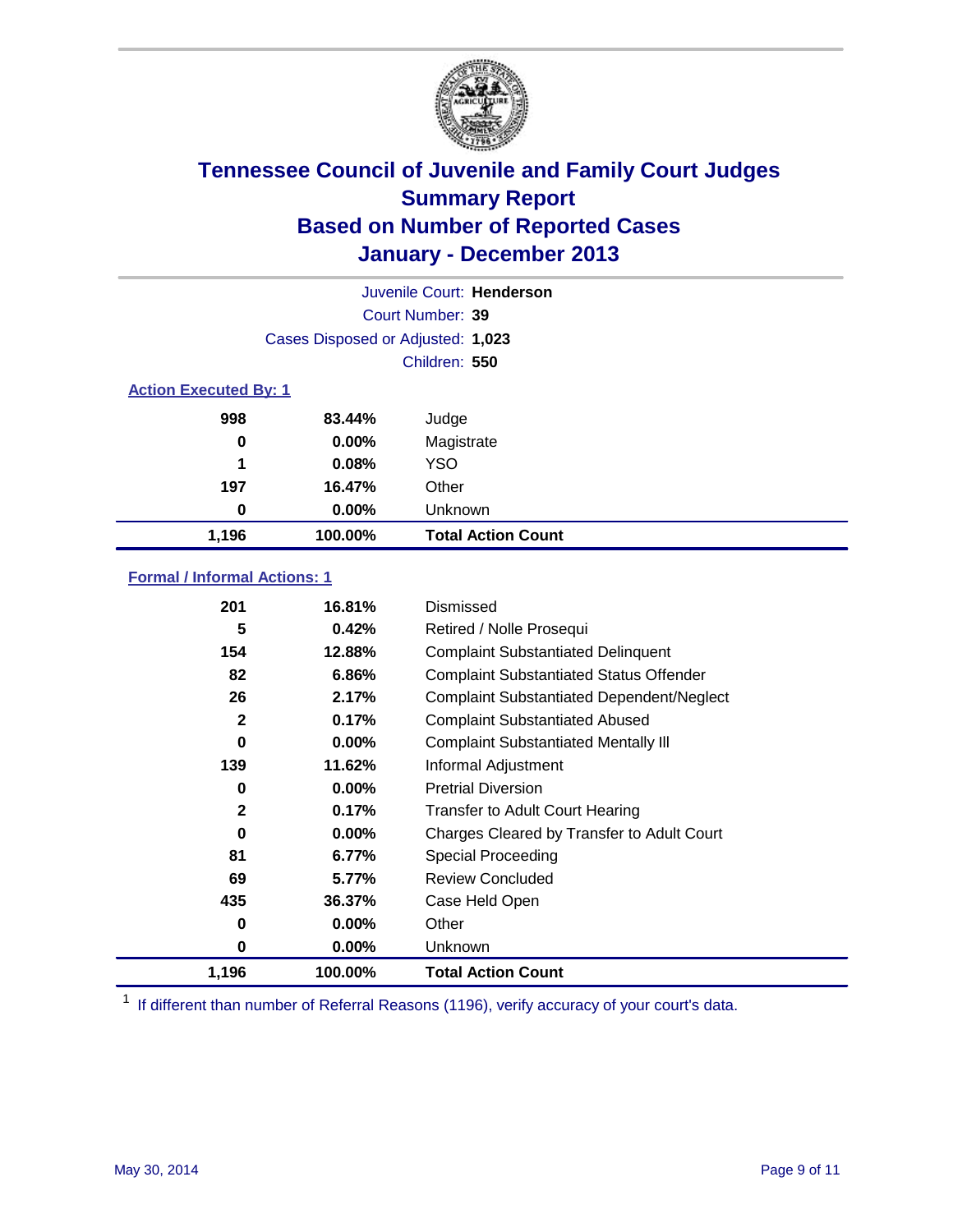# Tennessee Council of Juvenile and Family Court Judges
## Summary Report
## Based on Number of Reported Cases
## January - December 2013

Juvenile Court: **Henderson**
Court Number: **39**
Cases Disposed or Adjusted: **1,023**
Children: **550**

### Action Executed By: 1

| | | |
|---|---|---|
| 998 | 83.44% | Judge |
| 0 | 0.00% | Magistrate |
| 1 | 0.08% | YSO |
| 197 | 16.47% | Other |
| 0 | 0.00% | Unknown |
| **1,196** | **100.00%** | **Total Action Count** |

### Formal / Informal Actions: 1

| | | |
|---|---|---|
| 201 | 16.81% | Dismissed |
| 5 | 0.42% | Retired / Nolle Prosequi |
| 154 | 12.88% | Complaint Substantiated Delinquent |
| 82 | 6.86% | Complaint Substantiated Status Offender |
| 26 | 2.17% | Complaint Substantiated Dependent/Neglect |
| 2 | 0.17% | Complaint Substantiated Abused |
| 0 | 0.00% | Complaint Substantiated Mentally Ill |
| 139 | 11.62% | Informal Adjustment |
| 0 | 0.00% | Pretrial Diversion |
| 2 | 0.17% | Transfer to Adult Court Hearing |
| 0 | 0.00% | Charges Cleared by Transfer to Adult Court |
| 81 | 6.77% | Special Proceeding |
| 69 | 5.77% | Review Concluded |
| 435 | 36.37% | Case Held Open |
| 0 | 0.00% | Other |
| 0 | 0.00% | Unknown |
| **1,196** | **100.00%** | **Total Action Count** |

[1] If different than number of Referral Reasons (1196), verify accuracy of your court's data.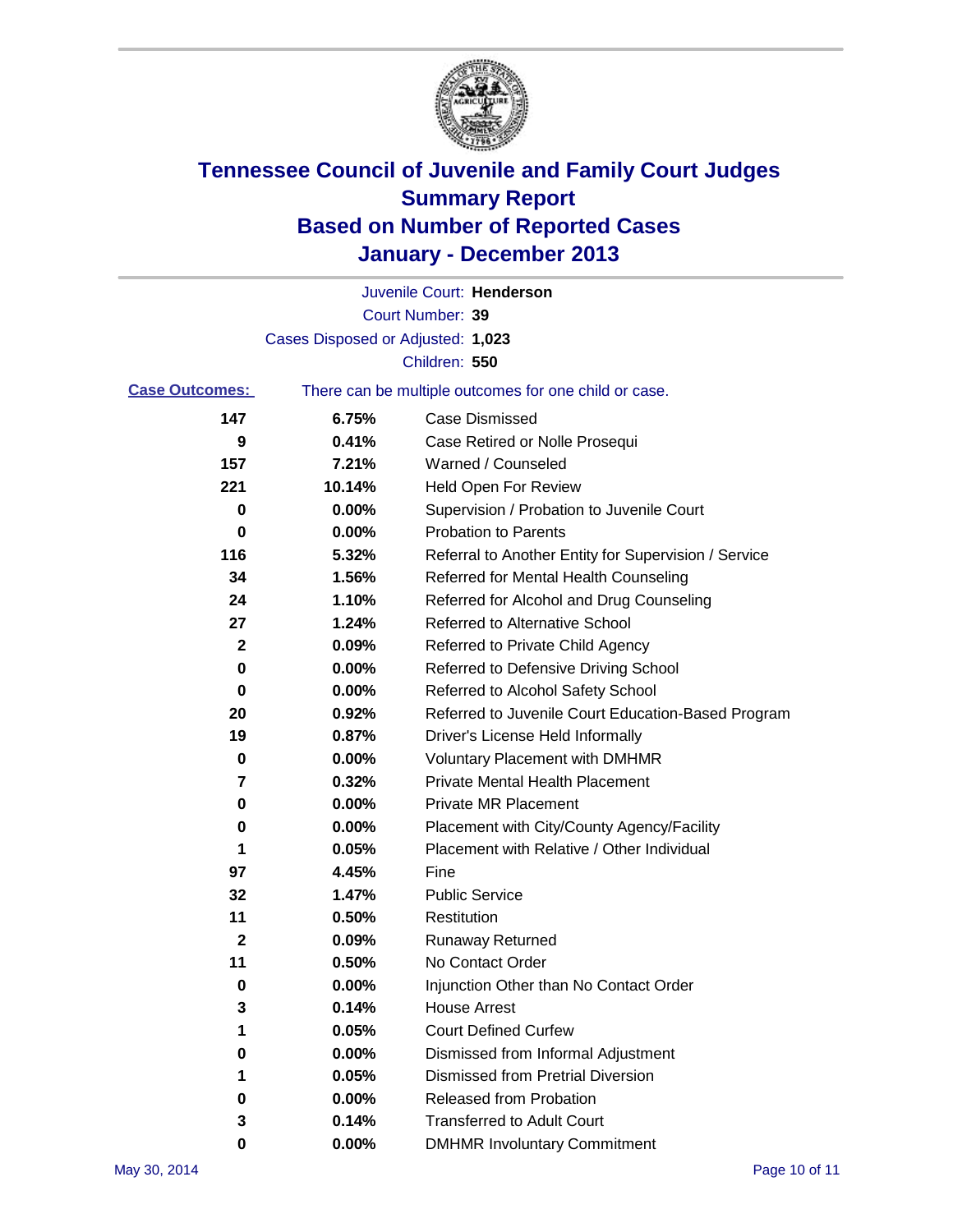# Tennessee Council of Juvenile and Family Court Judges
# Summary Report
# Based on Number of Reported Cases
# January - December 2013

Juvenile Court: **Henderson**

Court Number: **39**

Cases Disposed or Adjusted: **1,023**

Children: **550**

**Case Outcomes:** There can be multiple outcomes for one child or case.

| Count | Percent | Outcome |
|---|---|---|
| 147 | 6.75% | Case Dismissed |
| 9 | 0.41% | Case Retired or Nolle Prosequi |
| 157 | 7.21% | Warned / Counseled |
| 221 | 10.14% | Held Open For Review |
| 0 | 0.00% | Supervision / Probation to Juvenile Court |
| 0 | 0.00% | Probation to Parents |
| 116 | 5.32% | Referral to Another Entity for Supervision / Service |
| 34 | 1.56% | Referred for Mental Health Counseling |
| 24 | 1.10% | Referred for Alcohol and Drug Counseling |
| 27 | 1.24% | Referred to Alternative School |
| 2 | 0.09% | Referred to Private Child Agency |
| 0 | 0.00% | Referred to Defensive Driving School |
| 0 | 0.00% | Referred to Alcohol Safety School |
| 20 | 0.92% | Referred to Juvenile Court Education-Based Program |
| 19 | 0.87% | Driver's License Held Informally |
| 0 | 0.00% | Voluntary Placement with DMHMR |
| 7 | 0.32% | Private Mental Health Placement |
| 0 | 0.00% | Private MR Placement |
| 0 | 0.00% | Placement with City/County Agency/Facility |
| 1 | 0.05% | Placement with Relative / Other Individual |
| 97 | 4.45% | Fine |
| 32 | 1.47% | Public Service |
| 11 | 0.50% | Restitution |
| 2 | 0.09% | Runaway Returned |
| 11 | 0.50% | No Contact Order |
| 0 | 0.00% | Injunction Other than No Contact Order |
| 3 | 0.14% | House Arrest |
| 1 | 0.05% | Court Defined Curfew |
| 0 | 0.00% | Dismissed from Informal Adjustment |
| 1 | 0.05% | Dismissed from Pretrial Diversion |
| 0 | 0.00% | Released from Probation |
| 3 | 0.14% | Transferred to Adult Court |
| 0 | 0.00% | DMHMR Involuntary Commitment |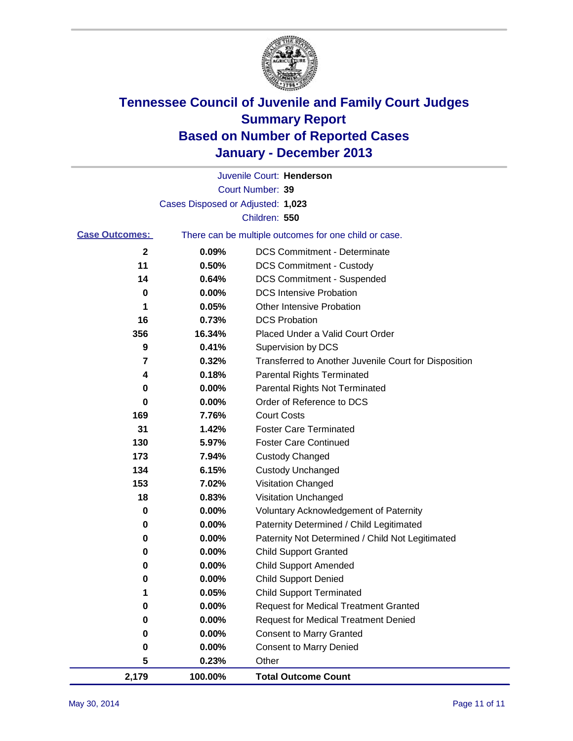# Tennessee Council of Juvenile and Family Court Judges
# Summary Report
# Based on Number of Reported Cases
# January - December 2013

Juvenile Court: **Henderson**
Court Number: **39**
Cases Disposed or Adjusted: **1,023**
Children: **550**

**Case Outcomes:** There can be multiple outcomes for one child or case.

| | | |
|---|---|---|
| 2 | 0.09% | DCS Commitment - Determinate |
| 11 | 0.50% | DCS Commitment - Custody |
| 14 | 0.64% | DCS Commitment - Suspended |
| 0 | 0.00% | DCS Intensive Probation |
| 1 | 0.05% | Other Intensive Probation |
| 16 | 0.73% | DCS Probation |
| 356 | 16.34% | Placed Under a Valid Court Order |
| 9 | 0.41% | Supervision by DCS |
| 7 | 0.32% | Transferred to Another Juvenile Court for Disposition |
| 4 | 0.18% | Parental Rights Terminated |
| 0 | 0.00% | Parental Rights Not Terminated |
| 0 | 0.00% | Order of Reference to DCS |
| 169 | 7.76% | Court Costs |
| 31 | 1.42% | Foster Care Terminated |
| 130 | 5.97% | Foster Care Continued |
| 173 | 7.94% | Custody Changed |
| 134 | 6.15% | Custody Unchanged |
| 153 | 7.02% | Visitation Changed |
| 18 | 0.83% | Visitation Unchanged |
| 0 | 0.00% | Voluntary Acknowledgement of Paternity |
| 0 | 0.00% | Paternity Determined / Child Legitimated |
| 0 | 0.00% | Paternity Not Determined / Child Not Legitimated |
| 0 | 0.00% | Child Support Granted |
| 0 | 0.00% | Child Support Amended |
| 0 | 0.00% | Child Support Denied |
| 1 | 0.05% | Child Support Terminated |
| 0 | 0.00% | Request for Medical Treatment Granted |
| 0 | 0.00% | Request for Medical Treatment Denied |
| 0 | 0.00% | Consent to Marry Granted |
| 0 | 0.00% | Consent to Marry Denied |
| 5 | 0.23% | Other |
| **2,179** | **100.00%** | **Total Outcome Count** |